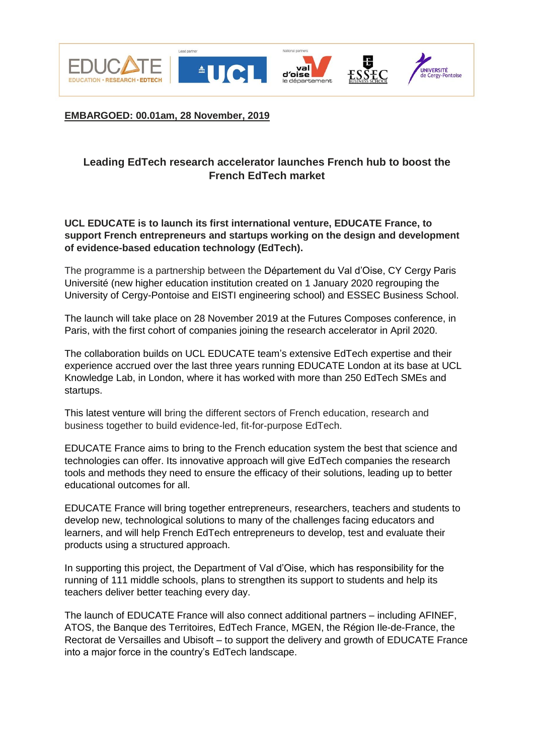**EMBARGOED: 00.01am, 28 November, 2019**

## Leading EdTech research accelerator launches French hub to boost the French EdTech market

**UCL EDUCATE is to launch its first international venture, EDUCATE France, to support French entrepreneurs and startups working on the design and development of evidence-based education technology (EdTech).**

The programme is a partnership between the Département du Val d'Oise, CY Cergy Paris Université (new higher education institution created on 1 January 2020 regrouping the University of Cergy-Pontoise and EISTI engineering school) and ESSEC Business School.

The launch will take place on 28 November 2019 at the Futures Composes conference, in Paris, with the first cohort of companies joining the research accelerator in April 2020.

The collaboration builds on UCL EDUCATE team's extensive EdTech expertise and their experience accrued over the last three years running EDUCATE London at its base at UCL Knowledge Lab, in London, where it has worked with more than 250 EdTech SMEs and startups.

This latest venture will bring the different sectors of French education, research and business together to build evidence-led, fit-for-purpose EdTech.

EDUCATE France aims to bring to the French education system the best that science and technologies can offer. Its innovative approach will give EdTech companies the research tools and methods they need to ensure the efficacy of their solutions, leading up to better educational outcomes for all.

EDUCATE France will bring together entrepreneurs, researchers, teachers and students to develop new, technological solutions to many of the challenges facing educators and learners, and will help French EdTech entrepreneurs to develop, test and evaluate their products using a structured approach.

In supporting this project, the Department of Val d'Oise, which has responsibility for the running of 111 middle schools, plans to strengthen its support to students and help its teachers deliver better teaching every day.

The launch of EDUCATE France will also connect additional partners – including AFINEF, ATOS, the Banque des Territoires, EdTech France, MGEN, the Région Ile-de-France, the Rectorat de Versailles and Ubisoft – to support the delivery and growth of EDUCATE France into a major force in the country's EdTech landscape.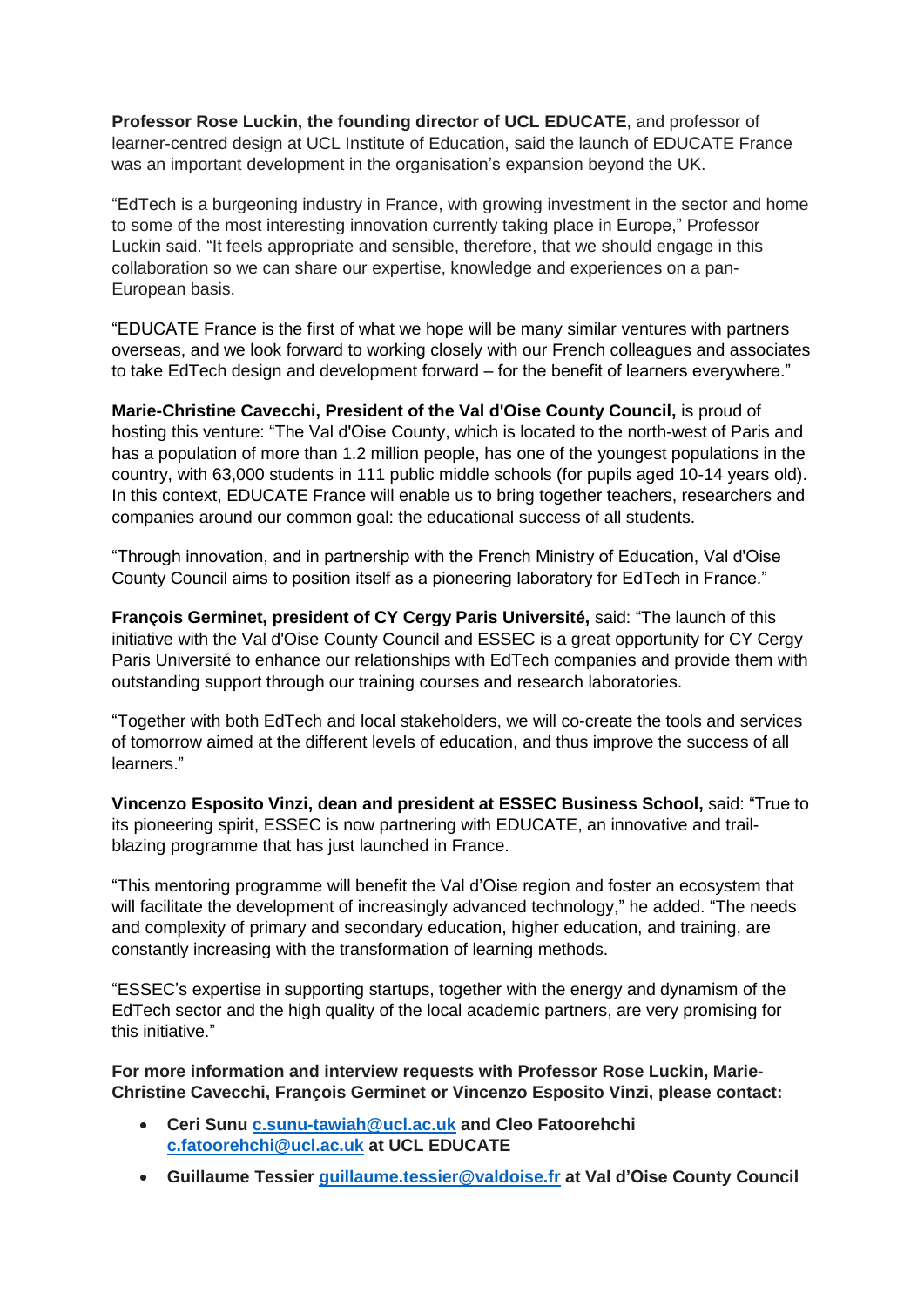**Professor Rose Luckin, the founding director of UCL EDUCATE**, and professor of learner-centred design at UCL Institute of Education, said the launch of EDUCATE France was an important development in the organisation's expansion beyond the UK.

"EdTech is a burgeoning industry in France, with growing investment in the sector and home to some of the most interesting innovation currently taking place in Europe," Professor Luckin said. "It feels appropriate and sensible, therefore, that we should engage in this collaboration so we can share our expertise, knowledge and experiences on a pan-European basis.

"EDUCATE France is the first of what we hope will be many similar ventures with partners overseas, and we look forward to working closely with our French colleagues and associates to take EdTech design and development forward – for the benefit of learners everywhere."

**Marie-Christine Cavecchi, President of the Val d'Oise County Council,** is proud of hosting this venture: "The Val d'Oise County, which is located to the north-west of Paris and has a population of more than 1.2 million people, has one of the youngest populations in the country, with 63,000 students in 111 public middle schools (for pupils aged 10-14 years old). In this context, EDUCATE France will enable us to bring together teachers, researchers and companies around our common goal: the educational success of all students.

"Through innovation, and in partnership with the French Ministry of Education, Val d'Oise County Council aims to position itself as a pioneering laboratory for EdTech in France."

**François Germinet, president of CY Cergy Paris Université,** said: "The launch of this initiative with the Val d'Oise County Council and ESSEC is a great opportunity for CY Cergy Paris Université to enhance our relationships with EdTech companies and provide them with outstanding support through our training courses and research laboratories.

"Together with both EdTech and local stakeholders, we will co-create the tools and services of tomorrow aimed at the different levels of education, and thus improve the success of all learners."

**Vincenzo Esposito Vinzi, dean and president at ESSEC Business School,** said: "True to its pioneering spirit, ESSEC is now partnering with EDUCATE, an innovative and trail-blazing programme that has just launched in France.

"This mentoring programme will benefit the Val d'Oise region and foster an ecosystem that will facilitate the development of increasingly advanced technology," he added. "The needs and complexity of primary and secondary education, higher education, and training, are constantly increasing with the transformation of learning methods.

"ESSEC's expertise in supporting startups, together with the energy and dynamism of the EdTech sector and the high quality of the local academic partners, are very promising for this initiative."

**For more information and interview requests with Professor Rose Luckin, Marie-Christine Cavecchi, François Germinet or Vincenzo Esposito Vinzi, please contact:**

- **Ceri Sunu c.sunu-tawiah@ucl.ac.uk and Cleo Fatoorehchi c.fatoorehchi@ucl.ac.uk at UCL EDUCATE**
- **Guillaume Tessier guillaume.tessier@valdoise.fr at Val d'Oise County Council**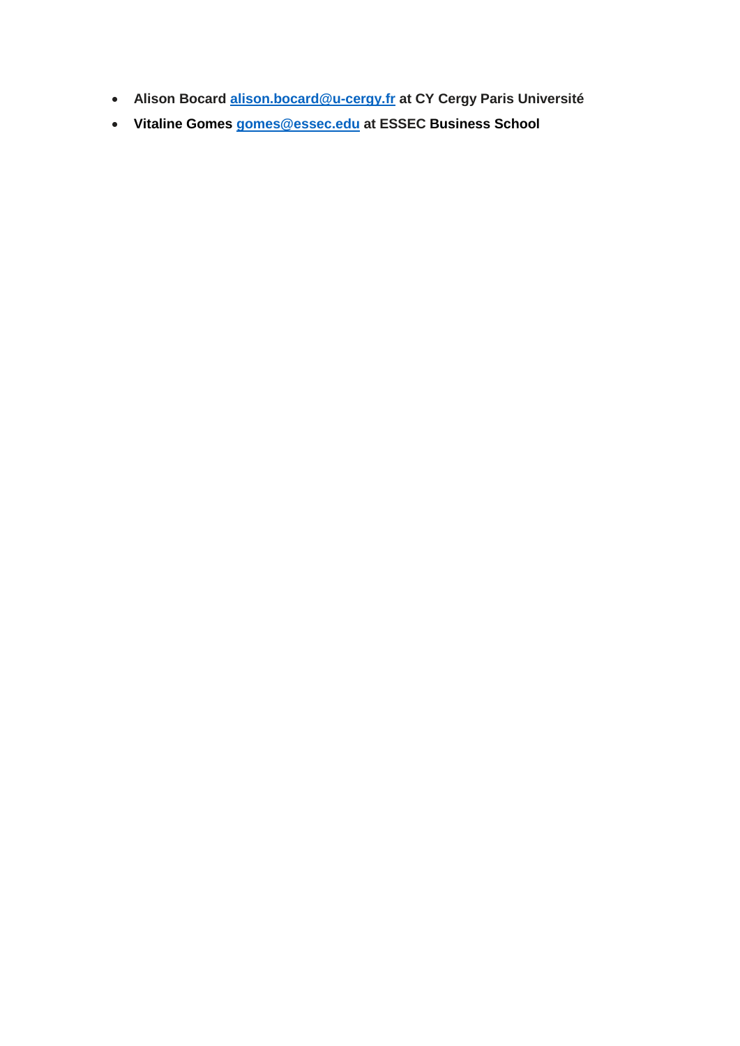- **Alison Bocard [alison.bocard@u-cergy.fr](mailto:alison.bocard@u-cergy.fr) at CY Cergy Paris Université**
- **Vitaline Gomes [gomes@essec.edu](mailto:gomes@essec.edu) at ESSEC Business School**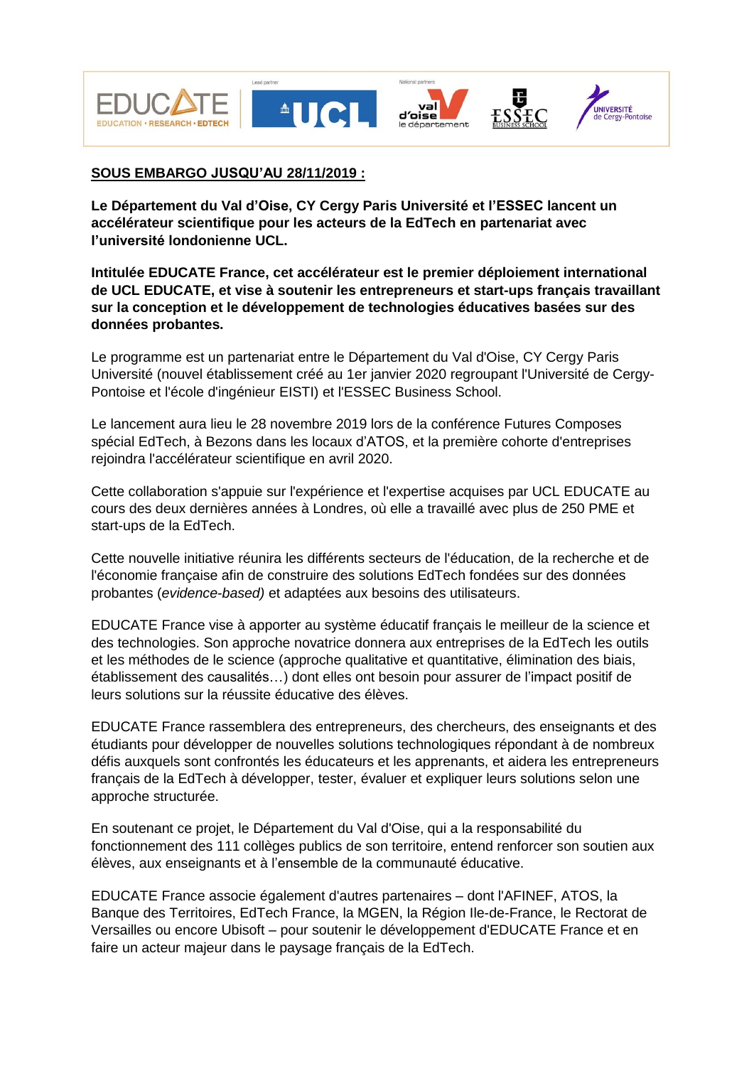**<u>SOUS EMBARGO JUSQU'AU 28/11/2019 :</u>**

**Le Département du Val d'Oise, CY Cergy Paris Université et l'ESSEC lancent un accélérateur scientifique pour les acteurs de la EdTech en partenariat avec l'université londonienne UCL.**

**Intitulée EDUCATE France, cet accélérateur est le premier déploiement international de UCL EDUCATE, et vise à soutenir les entrepreneurs et start-ups français travaillant sur la conception et le développement de technologies éducatives basées sur des données probantes.**

Le programme est un partenariat entre le Département du Val d'Oise, CY Cergy Paris Université (nouvel établissement créé au 1er janvier 2020 regroupant l'Université de Cergy-Pontoise et l'école d'ingénieur EISTI) et l'ESSEC Business School.

Le lancement aura lieu le 28 novembre 2019 lors de la conférence Futures Composes spécial EdTech, à Bezons dans les locaux d'ATOS, et la première cohorte d'entreprises rejoindra l'accélérateur scientifique en avril 2020.

Cette collaboration s'appuie sur l'expérience et l'expertise acquises par UCL EDUCATE au cours des deux dernières années à Londres, où elle a travaillé avec plus de 250 PME et start-ups de la EdTech.

Cette nouvelle initiative réunira les différents secteurs de l'éducation, de la recherche et de l'économie française afin de construire des solutions EdTech fondées sur des données probantes (*evidence-based)* et adaptées aux besoins des utilisateurs.

EDUCATE France vise à apporter au système éducatif français le meilleur de la science et des technologies. Son approche novatrice donnera aux entreprises de la EdTech les outils et les méthodes de le science (approche qualitative et quantitative, élimination des biais, établissement des causalités…) dont elles ont besoin pour assurer de l'impact positif de leurs solutions sur la réussite éducative des élèves.

EDUCATE France rassemblera des entrepreneurs, des chercheurs, des enseignants et des étudiants pour développer de nouvelles solutions technologiques répondant à de nombreux défis auxquels sont confrontés les éducateurs et les apprenants, et aidera les entrepreneurs français de la EdTech à développer, tester, évaluer et expliquer leurs solutions selon une approche structurée.

En soutenant ce projet, le Département du Val d'Oise, qui a la responsabilité du fonctionnement des 111 collèges publics de son territoire, entend renforcer son soutien aux élèves, aux enseignants et à l'ensemble de la communauté éducative.

EDUCATE France associe également d'autres partenaires – dont l'AFINEF, ATOS, la Banque des Territoires, EdTech France, la MGEN, la Région Ile-de-France, le Rectorat de Versailles ou encore Ubisoft – pour soutenir le développement d'EDUCATE France et en faire un acteur majeur dans le paysage français de la EdTech.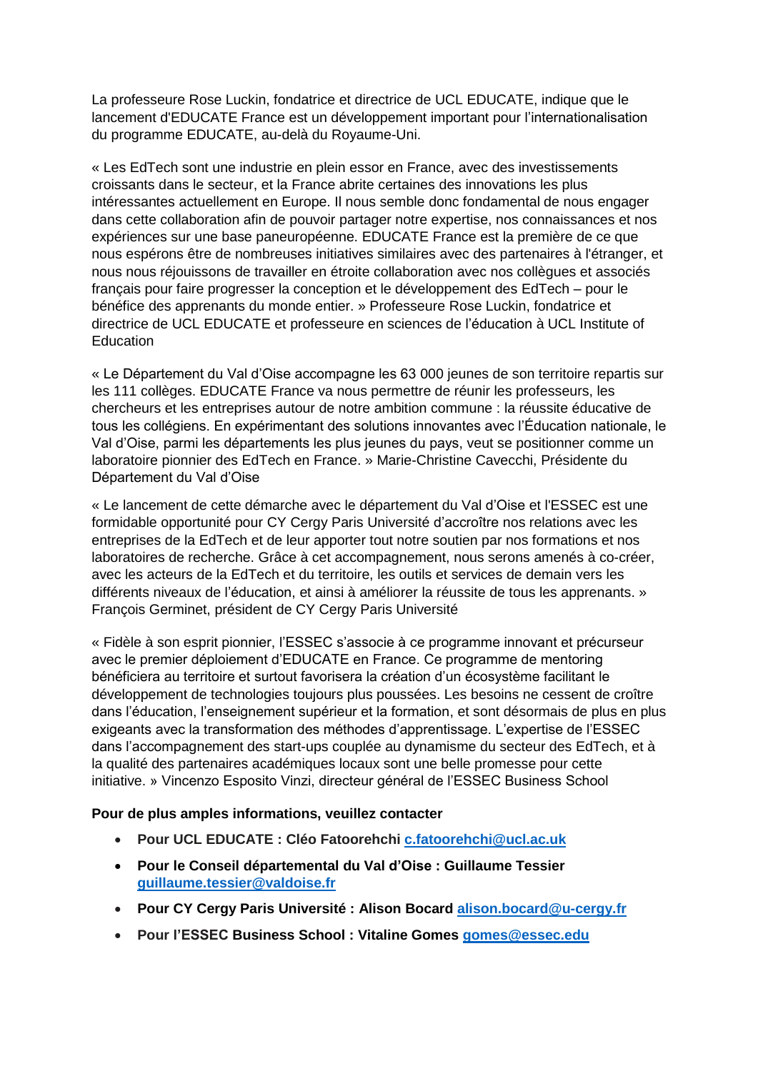La professeure Rose Luckin, fondatrice et directrice de UCL EDUCATE, indique que le lancement d'EDUCATE France est un développement important pour l'internationalisation du programme EDUCATE, au-delà du Royaume-Uni.

« Les EdTech sont une industrie en plein essor en France, avec des investissements croissants dans le secteur, et la France abrite certaines des innovations les plus intéressantes actuellement en Europe. Il nous semble donc fondamental de nous engager dans cette collaboration afin de pouvoir partager notre expertise, nos connaissances et nos expériences sur une base paneuropéenne. EDUCATE France est la première de ce que nous espérons être de nombreuses initiatives similaires avec des partenaires à l'étranger, et nous nous réjouissons de travailler en étroite collaboration avec nos collègues et associés français pour faire progresser la conception et le développement des EdTech – pour le bénéfice des apprenants du monde entier. » Professeure Rose Luckin, fondatrice et directrice de UCL EDUCATE et professeure en sciences de l'éducation à UCL Institute of Education

« Le Département du Val d'Oise accompagne les 63 000 jeunes de son territoire repartis sur les 111 collèges. EDUCATE France va nous permettre de réunir les professeurs, les chercheurs et les entreprises autour de notre ambition commune : la réussite éducative de tous les collégiens. En expérimentant des solutions innovantes avec l'Éducation nationale, le Val d'Oise, parmi les départements les plus jeunes du pays, veut se positionner comme un laboratoire pionnier des EdTech en France. » Marie-Christine Cavecchi, Présidente du Département du Val d'Oise

« Le lancement de cette démarche avec le département du Val d'Oise et l'ESSEC est une formidable opportunité pour CY Cergy Paris Université d'accroître nos relations avec les entreprises de la EdTech et de leur apporter tout notre soutien par nos formations et nos laboratoires de recherche. Grâce à cet accompagnement, nous serons amenés à co-créer, avec les acteurs de la EdTech et du territoire, les outils et services de demain vers les différents niveaux de l'éducation, et ainsi à améliorer la réussite de tous les apprenants. » François Germinet, président de CY Cergy Paris Université

« Fidèle à son esprit pionnier, l'ESSEC s'associe à ce programme innovant et précurseur avec le premier déploiement d'EDUCATE en France. Ce programme de mentoring bénéficiera au territoire et surtout favorisera la création d'un écosystème facilitant le développement de technologies toujours plus poussées. Les besoins ne cessent de croître dans l'éducation, l'enseignement supérieur et la formation, et sont désormais de plus en plus exigeants avec la transformation des méthodes d'apprentissage. L'expertise de l'ESSEC dans l'accompagnement des start-ups couplée au dynamisme du secteur des EdTech, et à la qualité des partenaires académiques locaux sont une belle promesse pour cette initiative. » Vincenzo Esposito Vinzi, directeur général de l'ESSEC Business School

**Pour de plus amples informations, veuillez contacter**

- **Pour UCL EDUCATE : Cléo Fatoorehchi c.fatoorehchi@ucl.ac.uk**
- **Pour le Conseil départemental du Val d'Oise : Guillaume Tessier guillaume.tessier@valdoise.fr**
- **Pour CY Cergy Paris Université : Alison Bocard alison.bocard@u-cergy.fr**
- **Pour l'ESSEC Business School : Vitaline Gomes gomes@essec.edu**